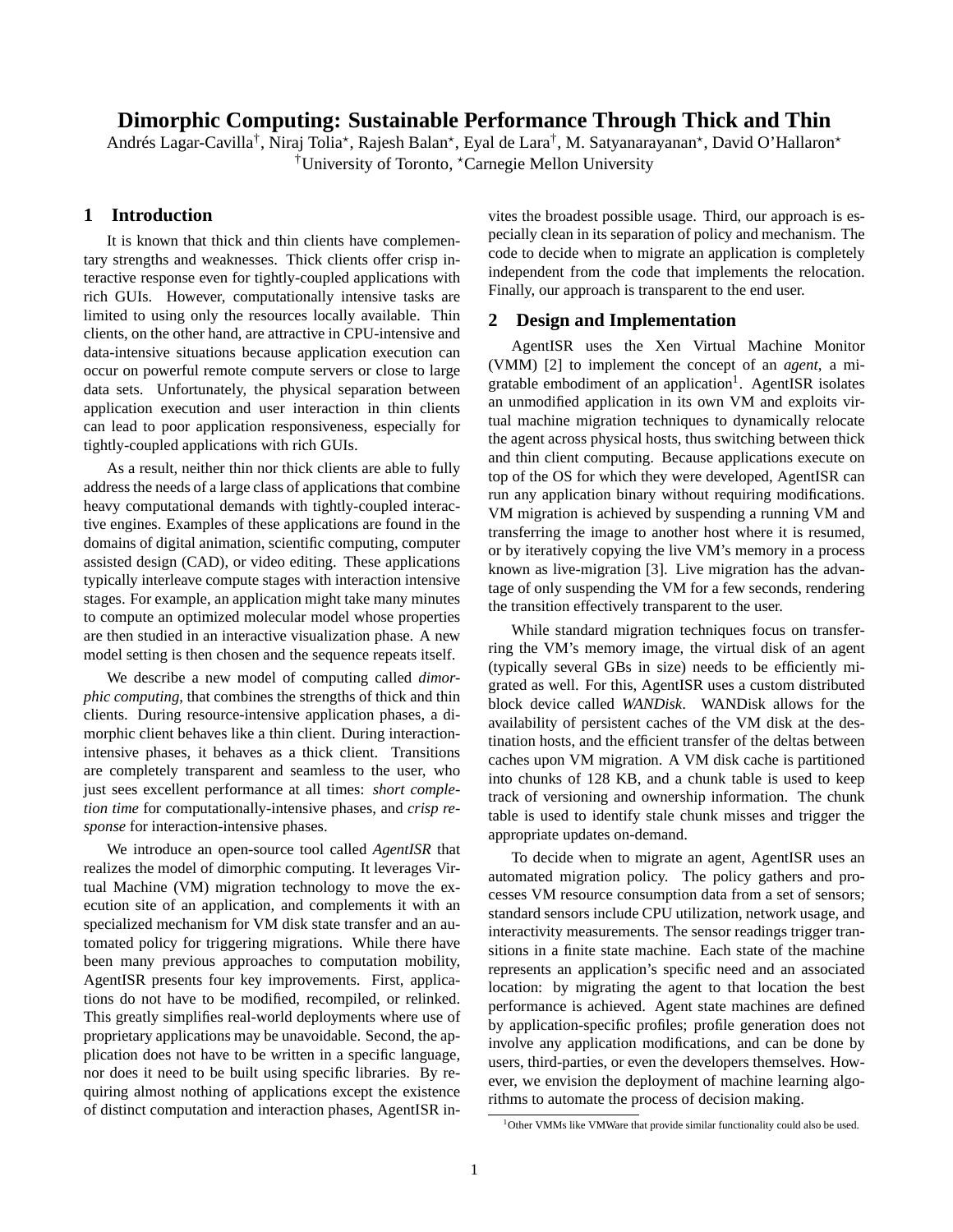# Dimorphic Computing: Sustainable Performance Through Thick and Thin

Andrés Lagar-Cavilla[†], Niraj Tolia[⋆], Rajesh Balan[⋆], Eyal de Lara[†], M. Satyanarayanan[⋆], David O'Hallaron[⋆]

[†]University of Toronto, [⋆]Carnegie Mellon University

## 1 Introduction

It is known that thick and thin clients have complementary strengths and weaknesses. Thick clients offer crisp interactive response even for tightly-coupled applications with rich GUIs. However, computationally intensive tasks are limited to using only the resources locally available. Thin clients, on the other hand, are attractive in CPU-intensive and data-intensive situations because application execution can occur on powerful remote compute servers or close to large data sets. Unfortunately, the physical separation between application execution and user interaction in thin clients can lead to poor application responsiveness, especially for tightly-coupled applications with rich GUIs.

As a result, neither thin nor thick clients are able to fully address the needs of a large class of applications that combine heavy computational demands with tightly-coupled interactive engines. Examples of these applications are found in the domains of digital animation, scientific computing, computer assisted design (CAD), or video editing. These applications typically interleave compute stages with interaction intensive stages. For example, an application might take many minutes to compute an optimized molecular model whose properties are then studied in an interactive visualization phase. A new model setting is then chosen and the sequence repeats itself.

We describe a new model of computing called *dimorphic computing*, that combines the strengths of thick and thin clients. During resource-intensive application phases, a dimorphic client behaves like a thin client. During interaction-intensive phases, it behaves as a thick client. Transitions are completely transparent and seamless to the user, who just sees excellent performance at all times: *short completion time* for computationally-intensive phases, and *crisp response* for interaction-intensive phases.

We introduce an open-source tool called *AgentISR* that realizes the model of dimorphic computing. It leverages Virtual Machine (VM) migration technology to move the execution site of an application, and complements it with an specialized mechanism for VM disk state transfer and an automated policy for triggering migrations. While there have been many previous approaches to computation mobility, AgentISR presents four key improvements. First, applications do not have to be modified, recompiled, or relinked. This greatly simplifies real-world deployments where use of proprietary applications may be unavoidable. Second, the application does not have to be written in a specific language, nor does it need to be built using specific libraries. By requiring almost nothing of applications except the existence of distinct computation and interaction phases, AgentISR invites the broadest possible usage. Third, our approach is especially clean in its separation of policy and mechanism. The code to decide when to migrate an application is completely independent from the code that implements the relocation. Finally, our approach is transparent to the end user.

## 2 Design and Implementation

AgentISR uses the Xen Virtual Machine Monitor (VMM) [2] to implement the concept of an *agent*, a migratable embodiment of an application[1]. AgentISR isolates an unmodified application in its own VM and exploits virtual machine migration techniques to dynamically relocate the agent across physical hosts, thus switching between thick and thin client computing. Because applications execute on top of the OS for which they were developed, AgentISR can run any application binary without requiring modifications. VM migration is achieved by suspending a running VM and transferring the image to another host where it is resumed, or by iteratively copying the live VM's memory in a process known as live-migration [3]. Live migration has the advantage of only suspending the VM for a few seconds, rendering the transition effectively transparent to the user.

While standard migration techniques focus on transferring the VM's memory image, the virtual disk of an agent (typically several GBs in size) needs to be efficiently migrated as well. For this, AgentISR uses a custom distributed block device called *WANDisk*. WANDisk allows for the availability of persistent caches of the VM disk at the destination hosts, and the efficient transfer of the deltas between caches upon VM migration. A VM disk cache is partitioned into chunks of 128 KB, and a chunk table is used to keep track of versioning and ownership information. The chunk table is used to identify stale chunk misses and trigger the appropriate updates on-demand.

To decide when to migrate an agent, AgentISR uses an automated migration policy. The policy gathers and processes VM resource consumption data from a set of sensors; standard sensors include CPU utilization, network usage, and interactivity measurements. The sensor readings trigger transitions in a finite state machine. Each state of the machine represents an application's specific need and an associated location: by migrating the agent to that location the best performance is achieved. Agent state machines are defined by application-specific profiles; profile generation does not involve any application modifications, and can be done by users, third-parties, or even the developers themselves. However, we envision the deployment of machine learning algorithms to automate the process of decision making.

[1]Other VMMs like VMWare that provide similar functionality could also be used.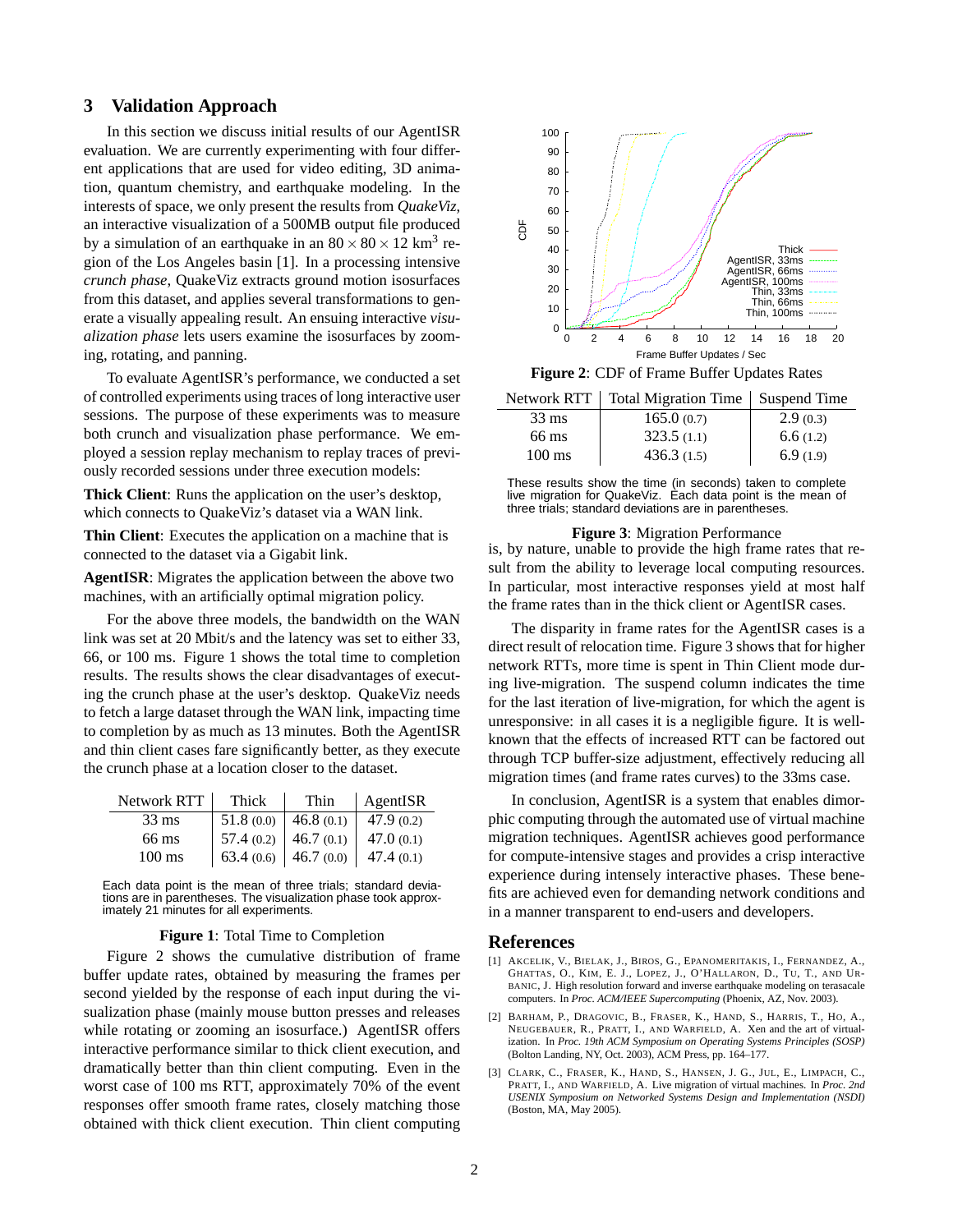## 3 Validation Approach

In this section we discuss initial results of our AgentISR evaluation. We are currently experimenting with four different applications that are used for video editing, 3D animation, quantum chemistry, and earthquake modeling. In the interests of space, we only present the results from *QuakeViz*, an interactive visualization of a 500MB output file produced by a simulation of an earthquake in an $80 \times 80 \times 12$ km$^3$ region of the Los Angeles basin [1]. In a processing intensive *crunch phase*, QuakeViz extracts ground motion isosurfaces from this dataset, and applies several transformations to generate a visually appealing result. An ensuing interactive *visualization phase* lets users examine the isosurfaces by zooming, rotating, and panning.

To evaluate AgentISR's performance, we conducted a set of controlled experiments using traces of long interactive user sessions. The purpose of these experiments was to measure both crunch and visualization phase performance. We employed a session replay mechanism to replay traces of previously recorded sessions under three execution models:

**Thick Client**: Runs the application on the user's desktop, which connects to QuakeViz's dataset via a WAN link.

**Thin Client**: Executes the application on a machine that is connected to the dataset via a Gigabit link.

**AgentISR**: Migrates the application between the above two machines, with an artificially optimal migration policy.

For the above three models, the bandwidth on the WAN link was set at 20 Mbit/s and the latency was set to either 33, 66, or 100 ms. Figure 1 shows the total time to completion results. The results shows the clear disadvantages of executing the crunch phase at the user's desktop. QuakeViz needs to fetch a large dataset through the WAN link, impacting time to completion by as much as 13 minutes. Both the AgentISR and thin client cases fare significantly better, as they execute the crunch phase at a location closer to the dataset.

| Network RTT | Thick | Thin | AgentISR |
|---|---|---|---|
| 33 ms | 51.8 (0.0) | 46.8 (0.1) | 47.9 (0.2) |
| 66 ms | 57.4 (0.2) | 46.7 (0.1) | 47.0 (0.1) |
| 100 ms | 63.4 (0.6) | 46.7 (0.0) | 47.4 (0.1) |

Each data point is the mean of three trials; standard deviations are in parentheses. The visualization phase took approximately 21 minutes for all experiments.

**Figure 1**: Total Time to Completion

Figure 2 shows the cumulative distribution of frame buffer update rates, obtained by measuring the frames per second yielded by the response of each input during the visualization phase (mainly mouse button presses and releases while rotating or zooming an isosurface.) AgentISR offers interactive performance similar to thick client execution, and dramatically better than thin client computing. Even in the worst case of 100 ms RTT, approximately 70% of the event responses offer smooth frame rates, closely matching those obtained with thick client execution. Thin client computing is, by nature, unable to provide the high frame rates that result from the ability to leverage local computing resources. In particular, most interactive responses yield at most half the frame rates than in the thick client or AgentISR cases.

CDF
100
90
80
70
60
50
40
30
20
10
0
0 2 4 6 8 10 12 14 16 18 20
Frame Buffer Updates / Sec
Thick
AgentISR, 33ms
AgentISR, 66ms
AgentISR, 100ms
Thin, 33ms
Thin, 66ms
Thin, 100ms

**Figure 2**: CDF of Frame Buffer Updates Rates

| Network RTT | Total Migration Time | Suspend Time |
|---|---|---|
| 33 ms | 165.0 (0.7) | 2.9 (0.3) |
| 66 ms | 323.5 (1.1) | 6.6 (1.2) |
| 100 ms | 436.3 (1.5) | 6.9 (1.9) |

These results show the time (in seconds) taken to complete live migration for QuakeViz. Each data point is the mean of three trials; standard deviations are in parentheses.

**Figure 3**: Migration Performance

The disparity in frame rates for the AgentISR cases is a direct result of relocation time. Figure 3 shows that for higher network RTTs, more time is spent in Thin Client mode during live-migration. The suspend column indicates the time for the last iteration of live-migration, for which the agent is unresponsive: in all cases it is a negligible figure. It is well-known that the effects of increased RTT can be factored out through TCP buffer-size adjustment, effectively reducing all migration times (and frame rates curves) to the 33ms case.

In conclusion, AgentISR is a system that enables dimorphic computing through the automated use of virtual machine migration techniques. AgentISR achieves good performance for compute-intensive stages and provides a crisp interactive experience during intensely interactive phases. These benefits are achieved even for demanding network conditions and in a manner transparent to end-users and developers.

## References

[1] Akcelik, V., Bielak, J., Biros, G., Epanomeritakis, I., Fernandez, A., Ghattas, O., Kim, E. J., Lopez, J., O'Hallaron, D., Tu, T., and Urbanic, J. High resolution forward and inverse earthquake modeling on terasacale computers. In *Proc. ACM/IEEE Supercomputing* (Phoenix, AZ, Nov. 2003).

[2] Barham, P., Dragovic, B., Fraser, K., Hand, S., Harris, T., Ho, A., Neugebauer, R., Pratt, I., and Warfield, A. Xen and the art of virtualization. In *Proc. 19th ACM Symposium on Operating Systems Principles (SOSP)* (Bolton Landing, NY, Oct. 2003), ACM Press, pp. 164–177.

[3] Clark, C., Fraser, K., Hand, S., Hansen, J. G., Jul, E., Limpach, C., Pratt, I., and Warfield, A. Live migration of virtual machines. In *Proc. 2nd USENIX Symposium on Networked Systems Design and Implementation (NSDI)* (Boston, MA, May 2005).